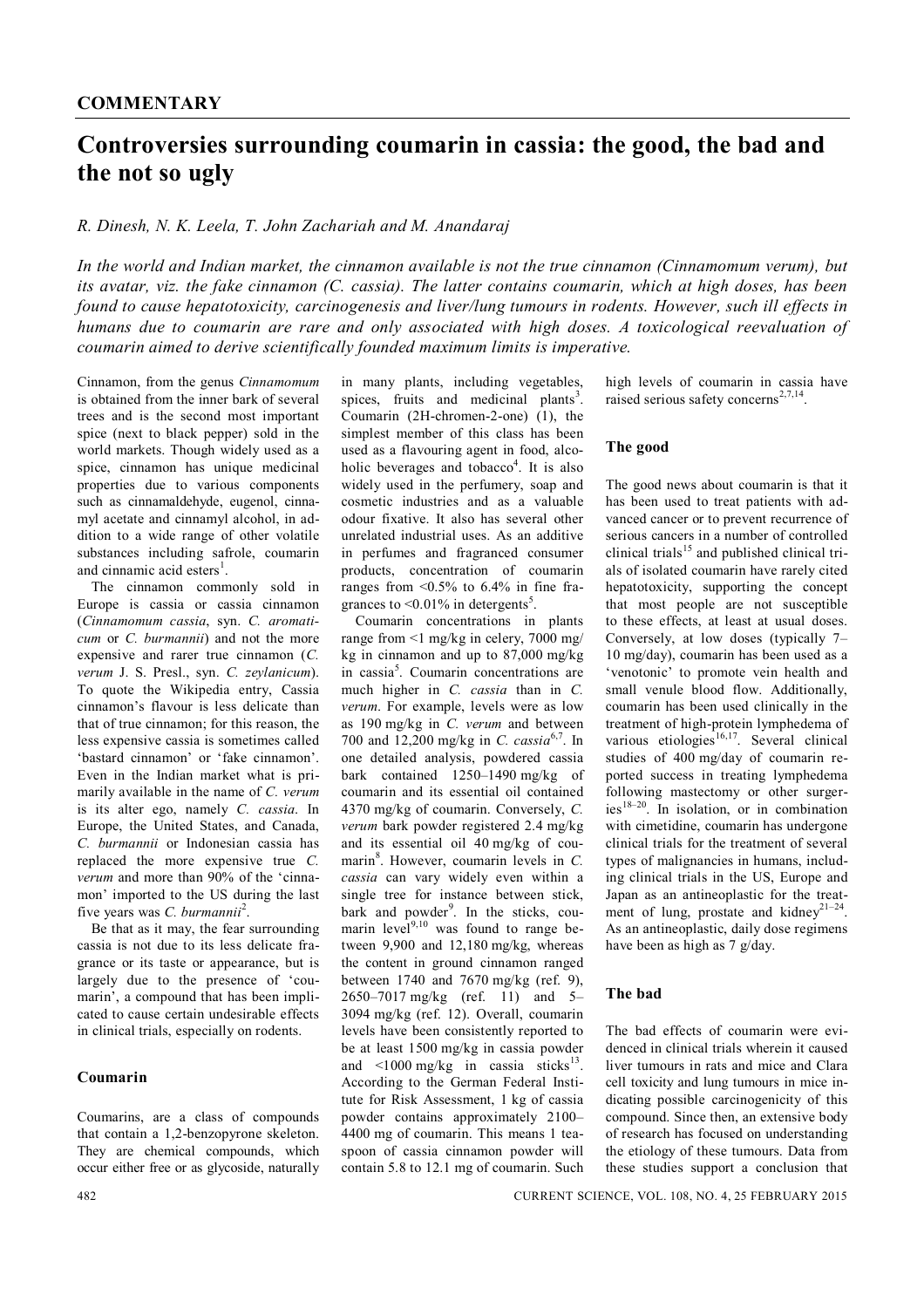**COMMENTARY**

# Controversies surrounding coumarin in cassia: the good, the bad and the not so ugly

*R. Dinesh, N. K. Leela, T. John Zachariah and M. Anandaraj*

*In the world and Indian market, the cinnamon available is not the true cinnamon (Cinnamomum verum), but its avatar, viz. the fake cinnamon (C. cassia). The latter contains coumarin, which at high doses, has been found to cause hepatotoxicity, carcinogenesis and liver/lung tumours in rodents. However, such ill effects in humans due to coumarin are rare and only associated with high doses. A toxicological reevaluation of coumarin aimed to derive scientifically founded maximum limits is imperative.*

Cinnamon, from the genus *Cinnamomum* is obtained from the inner bark of several trees and is the second most important spice (next to black pepper) sold in the world markets. Though widely used as a spice, cinnamon has unique medicinal properties due to various components such as cinnamaldehyde, eugenol, cinnamyl acetate and cinnamyl alcohol, in addition to a wide range of other volatile substances including safrole, coumarin and cinnamic acid esters[1].

The cinnamon commonly sold in Europe is cassia or cassia cinnamon (*Cinnamomum cassia*, syn. *C. aromaticum* or *C. burmannii*) and not the more expensive and rarer true cinnamon (*C. verum* J. S. Presl., syn. *C. zeylanicum*). To quote the Wikipedia entry, Cassia cinnamon's flavour is less delicate than that of true cinnamon; for this reason, the less expensive cassia is sometimes called 'bastard cinnamon' or 'fake cinnamon'. Even in the Indian market what is primarily available in the name of *C. verum* is its alter ego, namely *C. cassia*. In Europe, the United States, and Canada, *C. burmannii* or Indonesian cassia has replaced the more expensive true *C. verum* and more than 90% of the 'cinnamon' imported to the US during the last five years was *C. burmannii*[2].

Be that as it may, the fear surrounding cassia is not due to its less delicate fragrance or its taste or appearance, but is largely due to the presence of 'coumarin', a compound that has been implicated to cause certain undesirable effects in clinical trials, especially on rodents.

## Coumarin

Coumarins, are a class of compounds that contain a 1,2-benzopyrone skeleton. They are chemical compounds, which occur either free or as glycoside, naturally in many plants, including vegetables, spices, fruits and medicinal plants[3]. Coumarin (2H-chromen-2-one) (1), the simplest member of this class has been used as a flavouring agent in food, alcoholic beverages and tobacco[4]. It is also widely used in the perfumery, soap and cosmetic industries and as a valuable odour fixative. It also has several other unrelated industrial uses. As an additive in perfumes and fragranced consumer products, concentration of coumarin ranges from <0.5% to 6.4% in fine fragrances to <0.01% in detergents[5].

Coumarin concentrations in plants range from <1 mg/kg in celery, 7000 mg/kg in cinnamon and up to 87,000 mg/kg in cassia[5]. Coumarin concentrations are much higher in *C. cassia* than in *C. verum*. For example, levels were as low as 190 mg/kg in *C. verum* and between 700 and 12,200 mg/kg in *C. cassia*[6,7]. In one detailed analysis, powdered cassia bark contained 1250–1490 mg/kg of coumarin and its essential oil contained 4370 mg/kg of coumarin. Conversely, *C. verum* bark powder registered 2.4 mg/kg and its essential oil 40 mg/kg of coumarin[8]. However, coumarin levels in *C. cassia* can vary widely even within a single tree for instance between stick, bark and powder[9]. In the sticks, coumarin level[9,10] was found to range between 9,900 and 12,180 mg/kg, whereas the content in ground cinnamon ranged between 1740 and 7670 mg/kg (ref. 9), 2650–7017 mg/kg (ref. 11) and 5–3094 mg/kg (ref. 12). Overall, coumarin levels have been consistently reported to be at least 1500 mg/kg in cassia powder and <1000 mg/kg in cassia sticks[13]. According to the German Federal Institute for Risk Assessment, 1 kg of cassia powder contains approximately 2100–4400 mg of coumarin. This means 1 teaspoon of cassia cinnamon powder will contain 5.8 to 12.1 mg of coumarin. Such high levels of coumarin in cassia have raised serious safety concerns[2,7,14].

## The good

The good news about coumarin is that it has been used to treat patients with advanced cancer or to prevent recurrence of serious cancers in a number of controlled clinical trials[15] and published clinical trials of isolated coumarin have rarely cited hepatotoxicity, supporting the concept that most people are not susceptible to these effects, at least at usual doses. Conversely, at low doses (typically 7–10 mg/day), coumarin has been used as a 'venotonic' to promote vein health and small venule blood flow. Additionally, coumarin has been used clinically in the treatment of high-protein lymphedema of various etiologies[16,17]. Several clinical studies of 400 mg/day of coumarin reported success in treating lymphedema following mastectomy or other surgeries[18–20]. In isolation, or in combination with cimetidine, coumarin has undergone clinical trials for the treatment of several types of malignancies in humans, including clinical trials in the US, Europe and Japan as an antineoplastic for the treatment of lung, prostate and kidney[21–24]. As an antineoplastic, daily dose regimens have been as high as 7 g/day.

## The bad

The bad effects of coumarin were evidenced in clinical trials wherein it caused liver tumours in rats and mice and Clara cell toxicity and lung tumours in mice indicating possible carcinogenicity of this compound. Since then, an extensive body of research has focused on understanding the etiology of these tumours. Data from these studies support a conclusion that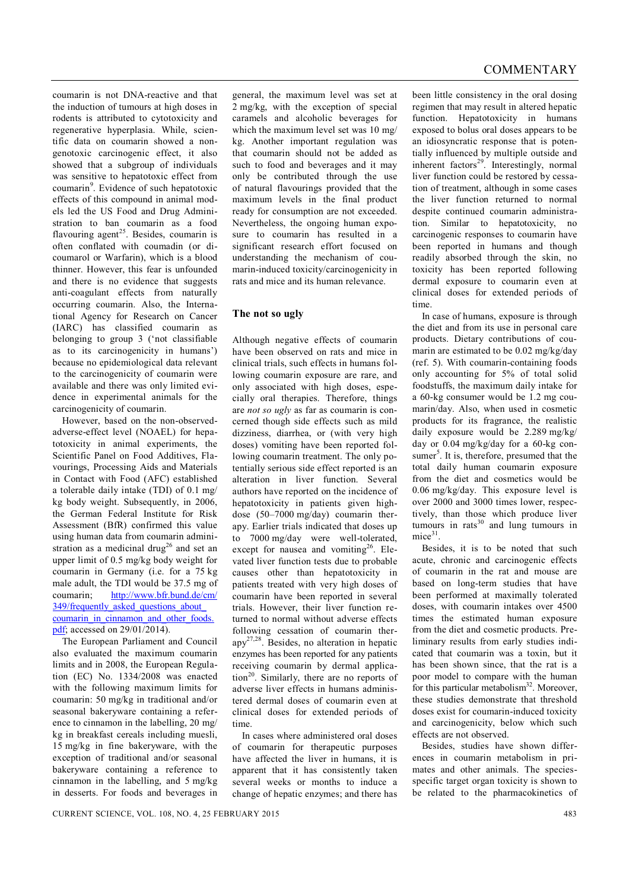coumarin is not DNA-reactive and that the induction of tumours at high doses in rodents is attributed to cytotoxicity and regenerative hyperplasia. While, scientific data on coumarin showed a non-genotoxic carcinogenic effect, it also showed that a subgroup of individuals was sensitive to hepatotoxic effect from coumarin[9]. Evidence of such hepatotoxic effects of this compound in animal models led the US Food and Drug Administration to ban coumarin as a food flavouring agent[25]. Besides, coumarin is often conflated with coumadin (or dicoumarol or Warfarin), which is a blood thinner. However, this fear is unfounded and there is no evidence that suggests anti-coagulant effects from naturally occurring coumarin. Also, the International Agency for Research on Cancer (IARC) has classified coumarin as belonging to group 3 ('not classifiable as to its carcinogenicity in humans') because no epidemiological data relevant to the carcinogenicity of coumarin were available and there was only limited evidence in experimental animals for the carcinogenicity of coumarin.

However, based on the non-observed-adverse-effect level (NOAEL) for hepatotoxicity in animal experiments, the Scientific Panel on Food Additives, Flavourings, Processing Aids and Materials in Contact with Food (AFC) established a tolerable daily intake (TDI) of 0.1 mg/kg body weight. Subsequently, in 2006, the German Federal Institute for Risk Assessment (BfR) confirmed this value using human data from coumarin administration as a medicinal drug[26] and set an upper limit of 0.5 mg/kg body weight for coumarin in Germany (i.e. for a 75 kg male adult, the TDI would be 37.5 mg of coumarin; http://www.bfr.bund.de/cm/349/frequently_asked_questions_about_coumarin_in_cinnamon_and_other_foods.pdf; accessed on 29/01/2014).

The European Parliament and Council also evaluated the maximum coumarin limits and in 2008, the European Regulation (EC) No. 1334/2008 was enacted with the following maximum limits for coumarin: 50 mg/kg in traditional and/or seasonal bakeryware containing a reference to cinnamon in the labelling, 20 mg/kg in breakfast cereals including muesli, 15 mg/kg in fine bakeryware, with the exception of traditional and/or seasonal bakeryware containing reference to cinnamon in the labelling, and 5 mg/kg in desserts. For foods and beverages in general, the maximum level was set at 2 mg/kg, with the exception of special caramels and alcoholic beverages for which the maximum level set was 10 mg/kg. Another important regulation was that coumarin should not be added as such to food and beverages and it may only be contributed through the use of natural flavourings provided that the maximum levels in the final product ready for consumption are not exceeded. Nevertheless, the ongoing human exposure to coumarin has resulted in a significant research effort focused on understanding the mechanism of coumarin-induced toxicity/carcinogenicity in rats and mice and its human relevance.

## The not so ugly

Although negative effects of coumarin have been observed on rats and mice in clinical trials, such effects in humans following coumarin exposure are rare, and only associated with high doses, especially oral therapies. Therefore, things are *not so ugly* as far as coumarin is concerned though side effects such as mild dizziness, diarrhea, or (with very high doses) vomiting have been reported following coumarin treatment. The only potentially serious side effect reported is an alteration in liver function. Several authors have reported on the incidence of hepatotoxicity in patients given high-dose (50–7000 mg/day) coumarin therapy. Earlier trials indicated that doses up to 7000 mg/day were well-tolerated, except for nausea and vomiting[26]. Elevated liver function tests due to probable causes other than hepatotoxicity in patients treated with very high doses of coumarin have been reported in several trials. However, their liver function returned to normal without adverse effects following cessation of coumarin therapy[27,28]. Besides, no alteration in hepatic enzymes has been reported for any patients receiving coumarin by dermal application[20]. Similarly, there are no reports of adverse liver effects in humans administered dermal doses of coumarin even at clinical doses for extended periods of time.

In cases where administered oral doses of coumarin for therapeutic purposes have affected the liver in humans, it is apparent that it has consistently taken several weeks or months to induce a change of hepatic enzymes; and there has been little consistency in the oral dosing regimen that may result in altered hepatic function. Hepatotoxicity in humans exposed to bolus oral doses appears to be an idiosyncratic response that is potentially influenced by multiple outside and inherent factors[29]. Interestingly, normal liver function could be restored by cessation of treatment, although in some cases the liver function returned to normal despite continued coumarin administration. Similar to hepatotoxicity, no carcinogenic responses to coumarin have been reported in humans and though readily absorbed through the skin, no toxicity has been reported following dermal exposure to coumarin even at clinical doses for extended periods of time.

In case of humans, exposure is through the diet and from its use in personal care products. Dietary contributions of coumarin are estimated to be 0.02 mg/kg/day (ref. 5). With coumarin-containing foods only accounting for 5% of total solid foodstuffs, the maximum daily intake for a 60-kg consumer would be 1.2 mg coumarin/day. Also, when used in cosmetic products for its fragrance, the realistic daily exposure would be 2.289 mg/kg/day or 0.04 mg/kg/day for a 60-kg consumer[5]. It is, therefore, presumed that the total daily human coumarin exposure from the diet and cosmetics would be 0.06 mg/kg/day. This exposure level is over 2000 and 3000 times lower, respectively, than those which produce liver tumours in rats[30] and lung tumours in mice[31].

Besides, it is to be noted that such acute, chronic and carcinogenic effects of coumarin in the rat and mouse are based on long-term studies that have been performed at maximally tolerated doses, with coumarin intakes over 4500 times the estimated human exposure from the diet and cosmetic products. Preliminary results from early studies indicated that coumarin was a toxin, but it has been shown since, that the rat is a poor model to compare with the human for this particular metabolism[32]. Moreover, these studies demonstrate that threshold doses exist for coumarin-induced toxicity and carcinogenicity, below which such effects are not observed.

Besides, studies have shown differences in coumarin metabolism in primates and other animals. The species-specific target organ toxicity is shown to be related to the pharmacokinetics of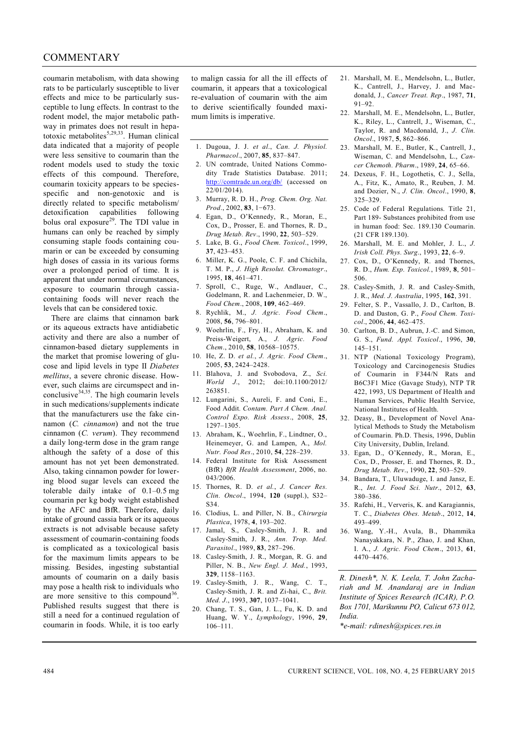coumarin metabolism, with data showing rats to be particularly susceptible to liver effects and mice to be particularly susceptible to lung effects. In contrast to the rodent model, the major metabolic pathway in primates does not result in hepatotoxic metabolites[5,29,33]. Human clinical data indicated that a majority of people were less sensitive to coumarin than the rodent models used to study the toxic effects of this compound. Therefore, coumarin toxicity appears to be species-specific and non-genotoxic and is directly related to specific metabolism/detoxification capabilities following bolus oral exposure[29]. The TDI value in humans can only be reached by simply consuming staple foods containing coumarin or can be exceeded by consuming high doses of cassia in its various forms over a prolonged period of time. It is apparent that under normal circumstances, exposure to coumarin through cassia-containing foods will never reach the levels that can be considered toxic.

There are claims that cinnamon bark or its aqueous extracts have antidiabetic activity and there are also a number of cinnamon-based dietary supplements in the market that promise lowering of glucose and lipid levels in type II *Diabetes mellitus*, a severe chronic disease. However, such claims are circumspect and inconclusive[34,35]. The high coumarin levels in such medications/supplements indicate that the manufacturers use the fake cinnamon (*C. cinnamon*) and not the true cinnamon (*C. verum*). They recommend a daily long-term dose in the gram range although the safety of a dose of this amount has not yet been demonstrated. Also, taking cinnamon powder for lowering blood sugar levels can exceed the tolerable daily intake of 0.1–0.5 mg coumarin per kg body weight established by the AFC and BfR. Therefore, daily intake of ground cassia bark or its aqueous extracts is not advisable because safety assessment of coumarin-containing foods is complicated as a toxicological basis for the maximum limits appears to be missing. Besides, ingesting substantial amounts of coumarin on a daily basis may pose a health risk to individuals who are more sensitive to this compound[36]. Published results suggest that there is still a need for a continued regulation of coumarin in foods. While, it is too early to malign cassia for all the ill effects of coumarin, it appears that a toxicological re-evaluation of coumarin with the aim to derive scientifically founded maximum limits is imperative.

1. Dugoua, J. J. *et al*., *Can. J. Physiol. Pharmacol*., 2007, **85**, 837–847.
2. UN comtrade, United Nations Commodity Trade Statistics Database. 2011; http://comtrade.un.org/db/ (accessed on 22/01/2014).
3. Murray, R. D. H., *Prog. Chem. Org. Nat. Prod*., 2002, **83**, 1–673.
4. Egan, D., O'Kennedy, R., Moran, E., Cox, D., Prosser, E. and Thornes, R. D., *Drug Metab. Rev*., 1990, **22**, 503–529.
5. Lake, B. G., *Food Chem. Toxicol*., 1999, **37**, 423–453.
6. Miller, K. G., Poole, C. F. and Chichila, T. M. P., *J. High Resolut. Chromatogr*., 1995, **18**, 461–471.
7. Sproll, C., Ruge, W., Andlauer, C., Godelmann, R. and Lachenmeier, D. W., *Food Chem*., 2008, **109**, 462–469.
8. Rychlik, M., *J. Agric. Food Chem*., 2008, **56**, 796–801.
9. Woehrlin, F., Fry, H., Abraham, K. and Preiss-Weigert, A., *J. Agric. Food Chem*., 2010, **58**, 10568–10575.
10. He, Z. D. *et al*., *J. Agric. Food Chem*., 2005, **53**, 2424–2428.
11. Blahova, J. and Svobodova, Z., *Sci. World J*., 2012; doi:10.1100/2012/263851.
12. Lungarini, S., Aureli, F. and Coni, E., Food Addit. *Contam. Part A Chem. Anal. Control Expo. Risk Assess*., 2008, **25**, 1297–1305.
13. Abraham, K., Woehrlin, F., Lindtner, O., Heinemeyer, G. and Lampen, A., *Mol. Nutr. Food Res*., 2010, **54**, 228–239.
14. Federal Institute for Risk Assessment (BfR) *BfR Health Assessment*, 2006, no. 043/2006.
15. Thornes, R. D. *et al*., *J. Cancer Res. Clin. Oncol*., 1994, **120** (suppl.), S32–S34.
16. Clodius, L. and Piller, N. B., *Chirurgia Plastica*, 1978, **4**, 193–202.
17. Jamal, S., Casley-Smith, J. R. and Casley-Smith, J. R., *Ann. Trop. Med. Parasitol*., 1989, **83**, 287–296.
18. Casley-Smith, J. R., Morgan, R. G. and Piller, N. B., *New Engl. J. Med*., 1993, **329**, 1158–1163.
19. Casley-Smith, J. R., Wang, C. T., Casley-Smith, J. R. and Zi-hai, C., *Brit. Med. J*., 1993, **307**, 1037–1041.
20. Chang, T. S., Gan, J. L., Fu, K. D. and Huang, W. Y., *Lymphology*, 1996, **29**, 106–111.
21. Marshall, M. E., Mendelsohn, L., Butler, K., Cantrell, J., Harvey, J. and Macdonald, J., *Cancer Treat. Rep*., 1987, **71**, 91–92.
22. Marshall, M. E., Mendelsohn, L., Butler, K., Riley, L., Cantrell, J., Wiseman, C., Taylor, R. and Macdonald, J., *J. Clin. Oncol*., 1987, **5**, 862–866.
23. Marshall, M. E., Butler, K., Cantrell, J., Wiseman, C. and Mendelsohn, L., *Cancer Chemoth. Pharm*., 1989, **24**, 65–66.
24. Dexeus, F. H., Logothetis, C. J., Sella, A., Fitz, K., Amato, R., Reuben, J. M. and Dozier, N., *J. Clin. Oncol*., 1990, **8**, 325–329.
25. Code of Federal Regulations. Title 21, Part 189- Substances prohibited from use in human food: Sec. 189.130 Coumarin. (21 CFR 189.130).
26. Marshall, M. E. and Mohler, J. L., *J. Irish Coll. Phys. Surg*., 1993, **22**, 6–9.
27. Cox, D., O'Kennedy, R. and Thornes, R. D., *Hum. Exp. Toxicol.*, 1989, **8**, 501–506.
28. Casley-Smith, J. R. and Casley-Smith, J. R., *Med. J. Australia*, 1995, **162**, 391.
29. Felter, S. P., Vassallo, J. D., Carlton, B. D. and Daston, G. P., *Food Chem. Toxicol*., 2006, **44**, 462–475.
30. Carlton, B. D., Aubrun, J.-C. and Simon, G. S., *Fund. Appl. Toxicol*., 1996, **30**, 145–151.
31. NTP (National Toxicology Program), Toxicology and Carcinogenesis Studies of Coumarin in F344/N Rats and B6C3F1 Mice (Gavage Study), NTP TR 422, 1993, US Department of Health and Human Services, Public Health Service, National Institutes of Health.
32. Deasy, B., Development of Novel Analytical Methods to Study the Metabolism of Coumarin. Ph.D. Thesis, 1996, Dublin City University, Dublin, Ireland.
33. Egan, D., O'Kennedy, R., Moran, E., Cox, D., Prosser, E. and Thornes, R. D., *Drug Metab. Rev*., 1990, **22**, 503–529.
34. Bandara, T., Uluwaduge, I. and Jansz, E. R., *Int. J. Food Sci. Nutr*., 2012, **63**, 380–386.
35. Rafehi, H., Ververis, K. and Karagiannis, T. C., *Diabetes Obes. Metab*., 2012, **14**, 493–499.
36. Wang, Y.-H., Avula, B., Dhammika Nanayakkara, N. P., Zhao, J. and Khan, I. A., *J. Agric. Food Chem*., 2013, **61**, 4470–4476.

*R. Dinesh\*, N. K. Leela, T. John Zachariah and M. Anandaraj are in Indian Institute of Spices Research (ICAR), P.O. Box 1701, Marikunnu PO, Calicut 673 012, India.*

*\*e-mail: rdinesh@spices.res.in*